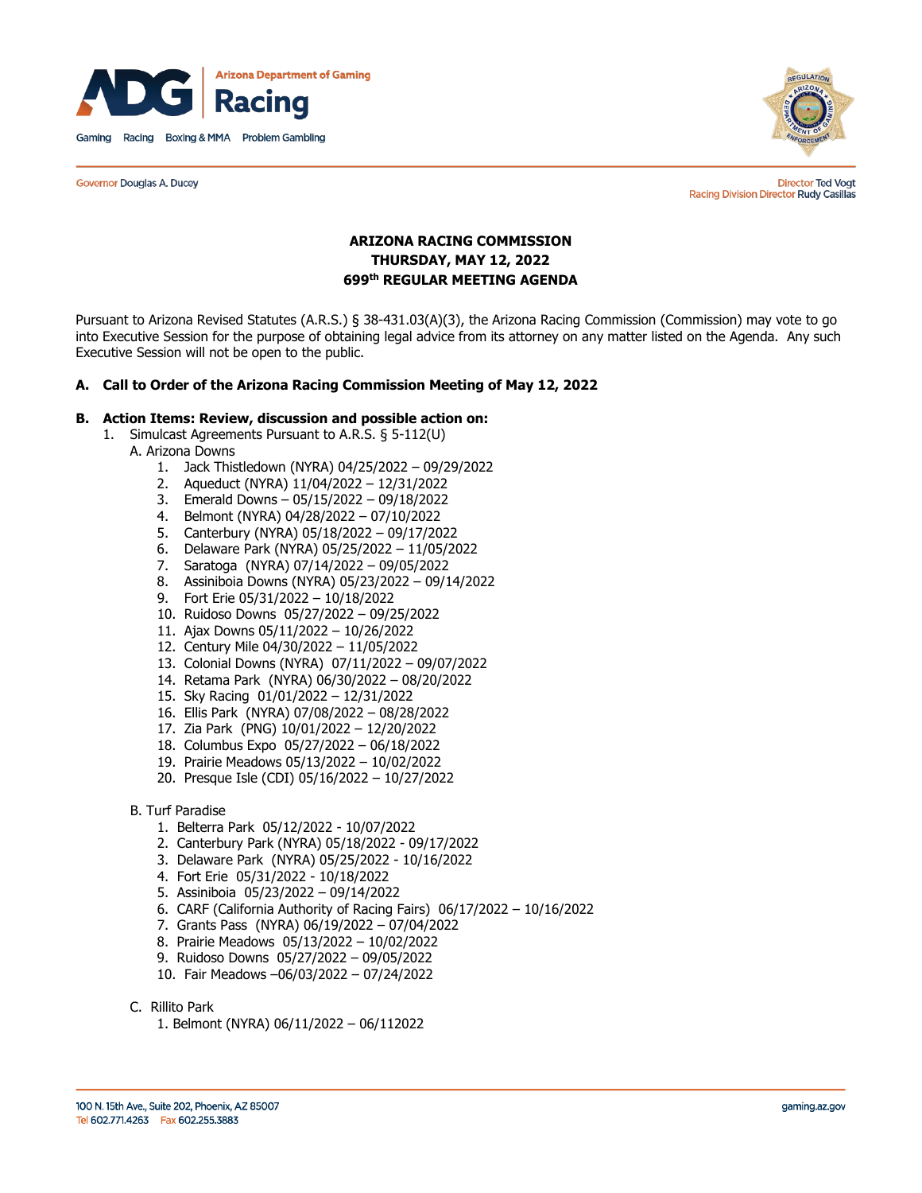Arizona Department of Gaming

# Racing

Gaming Racing Boxing & MMA Problem Gambling

Governor Douglas A. Ducey

Director Ted Vogt
Racing Division Director Rudy Casillas

**ARIZONA RACING COMMISSION**
**THURSDAY, MAY 12, 2022**
**699th REGULAR MEETING AGENDA**

Pursuant to Arizona Revised Statutes (A.R.S.) § 38-431.03(A)(3), the Arizona Racing Commission (Commission) may vote to go into Executive Session for the purpose of obtaining legal advice from its attorney on any matter listed on the Agenda. Any such Executive Session will not be open to the public.

**A. Call to Order of the Arizona Racing Commission Meeting of May 12, 2022**

**B. Action Items: Review, discussion and possible action on:**

1. Simulcast Agreements Pursuant to A.R.S. § 5-112(U)

   A. Arizona Downs

   1. Jack Thistledown (NYRA) 04/25/2022 – 09/29/2022
   2. Aqueduct (NYRA) 11/04/2022 – 12/31/2022
   3. Emerald Downs – 05/15/2022 – 09/18/2022
   4. Belmont (NYRA) 04/28/2022 – 07/10/2022
   5. Canterbury (NYRA) 05/18/2022 – 09/17/2022
   6. Delaware Park (NYRA) 05/25/2022 – 11/05/2022
   7. Saratoga (NYRA) 07/14/2022 – 09/05/2022
   8. Assiniboia Downs (NYRA) 05/23/2022 – 09/14/2022
   9. Fort Erie 05/31/2022 – 10/18/2022
   10. Ruidoso Downs 05/27/2022 – 09/25/2022
   11. Ajax Downs 05/11/2022 – 10/26/2022
   12. Century Mile 04/30/2022 – 11/05/2022
   13. Colonial Downs (NYRA) 07/11/2022 – 09/07/2022
   14. Retama Park (NYRA) 06/30/2022 – 08/20/2022
   15. Sky Racing 01/01/2022 – 12/31/2022
   16. Ellis Park (NYRA) 07/08/2022 – 08/28/2022
   17. Zia Park (PNG) 10/01/2022 – 12/20/2022
   18. Columbus Expo 05/27/2022 – 06/18/2022
   19. Prairie Meadows 05/13/2022 – 10/02/2022
   20. Presque Isle (CDI) 05/16/2022 – 10/27/2022

   B. Turf Paradise

   1. Belterra Park 05/12/2022 - 10/07/2022
   2. Canterbury Park (NYRA) 05/18/2022 - 09/17/2022
   3. Delaware Park (NYRA) 05/25/2022 - 10/16/2022
   4. Fort Erie 05/31/2022 - 10/18/2022
   5. Assiniboia 05/23/2022 – 09/14/2022
   6. CARF (California Authority of Racing Fairs) 06/17/2022 – 10/16/2022
   7. Grants Pass (NYRA) 06/19/2022 – 07/04/2022
   8. Prairie Meadows 05/13/2022 – 10/02/2022
   9. Ruidoso Downs 05/27/2022 – 09/05/2022
   10. Fair Meadows –06/03/2022 – 07/24/2022

   C. Rillito Park

   1. Belmont (NYRA) 06/11/2022 – 06/112022

100 N. 15th Ave., Suite 202, Phoenix, AZ 85007
Tel 602.771.4263 Fax 602.255.3883
gaming.az.gov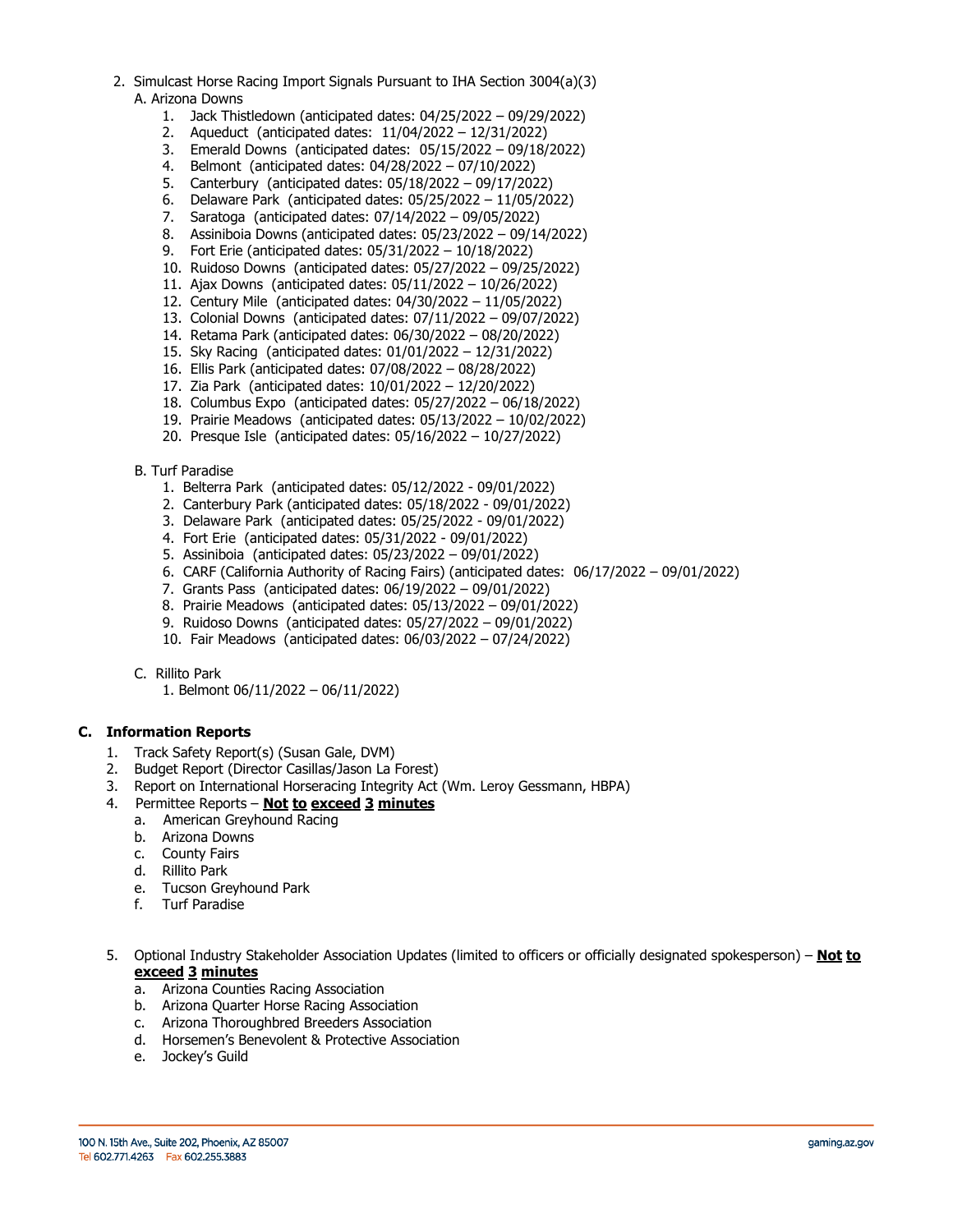2. Simulcast Horse Racing Import Signals Pursuant to IHA Section 3004(a)(3)

   A. Arizona Downs

      1. Jack Thistledown (anticipated dates: 04/25/2022 – 09/29/2022)
      2. Aqueduct (anticipated dates: 11/04/2022 – 12/31/2022)
      3. Emerald Downs (anticipated dates: 05/15/2022 – 09/18/2022)
      4. Belmont (anticipated dates: 04/28/2022 – 07/10/2022)
      5. Canterbury (anticipated dates: 05/18/2022 – 09/17/2022)
      6. Delaware Park (anticipated dates: 05/25/2022 – 11/05/2022)
      7. Saratoga (anticipated dates: 07/14/2022 – 09/05/2022)
      8. Assiniboia Downs (anticipated dates: 05/23/2022 – 09/14/2022)
      9. Fort Erie (anticipated dates: 05/31/2022 – 10/18/2022)
      10. Ruidoso Downs (anticipated dates: 05/27/2022 – 09/25/2022)
      11. Ajax Downs (anticipated dates: 05/11/2022 – 10/26/2022)
      12. Century Mile (anticipated dates: 04/30/2022 – 11/05/2022)
      13. Colonial Downs (anticipated dates: 07/11/2022 – 09/07/2022)
      14. Retama Park (anticipated dates: 06/30/2022 – 08/20/2022)
      15. Sky Racing (anticipated dates: 01/01/2022 – 12/31/2022)
      16. Ellis Park (anticipated dates: 07/08/2022 – 08/28/2022)
      17. Zia Park (anticipated dates: 10/01/2022 – 12/20/2022)
      18. Columbus Expo (anticipated dates: 05/27/2022 – 06/18/2022)
      19. Prairie Meadows (anticipated dates: 05/13/2022 – 10/02/2022)
      20. Presque Isle (anticipated dates: 05/16/2022 – 10/27/2022)

   B. Turf Paradise

      1. Belterra Park (anticipated dates: 05/12/2022 - 09/01/2022)
      2. Canterbury Park (anticipated dates: 05/18/2022 - 09/01/2022)
      3. Delaware Park (anticipated dates: 05/25/2022 - 09/01/2022)
      4. Fort Erie (anticipated dates: 05/31/2022 - 09/01/2022)
      5. Assiniboia (anticipated dates: 05/23/2022 – 09/01/2022)
      6. CARF (California Authority of Racing Fairs) (anticipated dates: 06/17/2022 – 09/01/2022)
      7. Grants Pass (anticipated dates: 06/19/2022 – 09/01/2022)
      8. Prairie Meadows (anticipated dates: 05/13/2022 – 09/01/2022)
      9. Ruidoso Downs (anticipated dates: 05/27/2022 – 09/01/2022)
      10. Fair Meadows (anticipated dates: 06/03/2022 – 07/24/2022)

   C. Rillito Park

      1. Belmont 06/11/2022 – 06/11/2022)

### C. Information Reports

1. Track Safety Report(s) (Susan Gale, DVM)
2. Budget Report (Director Casillas/Jason La Forest)
3. Report on International Horseracing Integrity Act (Wm. Leroy Gessmann, HBPA)
4. Permittee Reports – **Not to exceed 3 minutes**
   a. American Greyhound Racing
   b. Arizona Downs
   c. County Fairs
   d. Rillito Park
   e. Tucson Greyhound Park
   f. Turf Paradise
5. Optional Industry Stakeholder Association Updates (limited to officers or officially designated spokesperson) – **Not to exceed 3 minutes**
   a. Arizona Counties Racing Association
   b. Arizona Quarter Horse Racing Association
   c. Arizona Thoroughbred Breeders Association
   d. Horsemen's Benevolent & Protective Association
   e. Jockey's Guild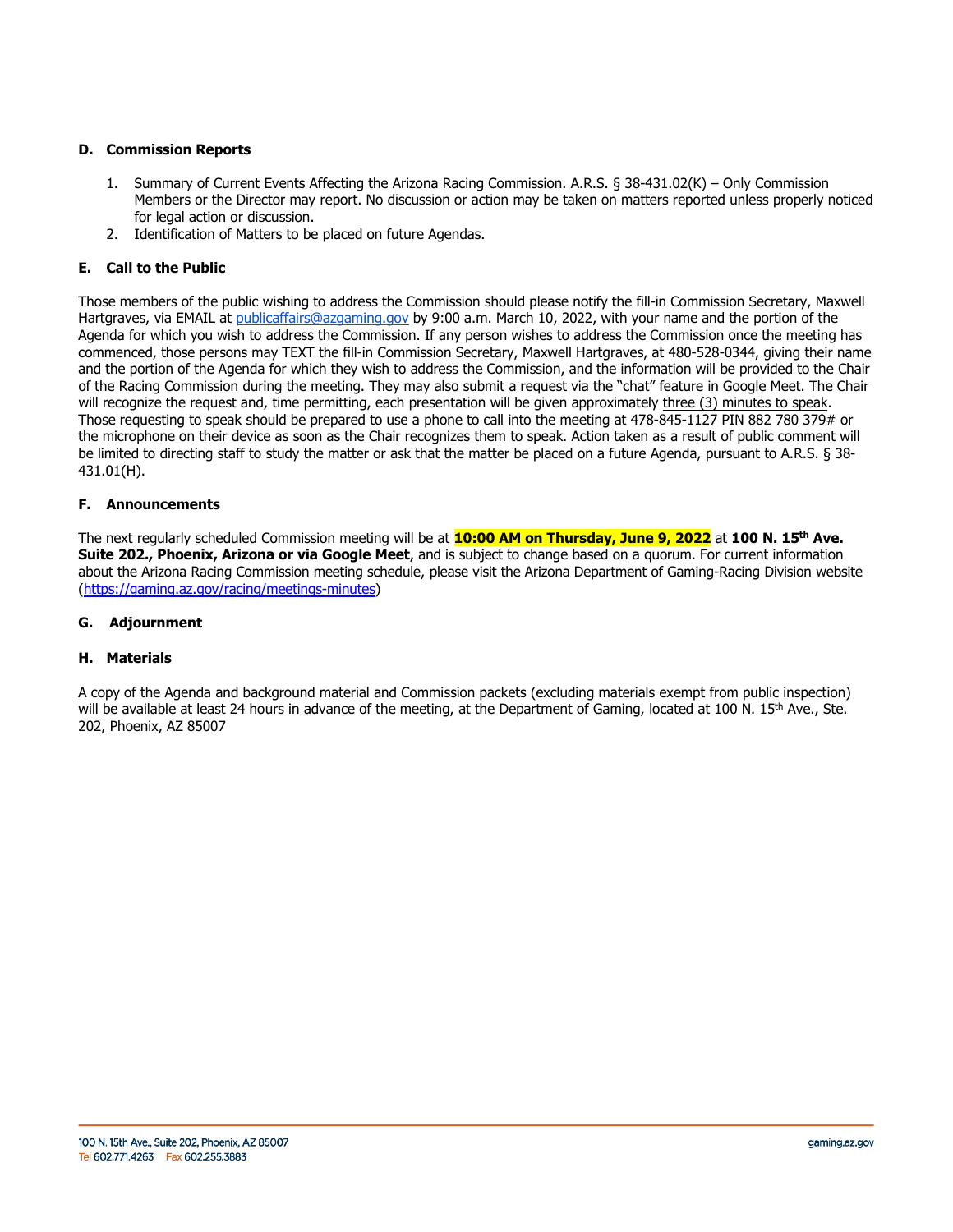### D. Commission Reports

1. Summary of Current Events Affecting the Arizona Racing Commission. A.R.S. § 38-431.02(K) – Only Commission Members or the Director may report. No discussion or action may be taken on matters reported unless properly noticed for legal action or discussion.
2. Identification of Matters to be placed on future Agendas.

### E. Call to the Public

Those members of the public wishing to address the Commission should please notify the fill-in Commission Secretary, Maxwell Hartgraves, via EMAIL at publicaffairs@azgaming.gov by 9:00 a.m. March 10, 2022, with your name and the portion of the Agenda for which you wish to address the Commission. If any person wishes to address the Commission once the meeting has commenced, those persons may TEXT the fill-in Commission Secretary, Maxwell Hartgraves, at 480-528-0344, giving their name and the portion of the Agenda for which they wish to address the Commission, and the information will be provided to the Chair of the Racing Commission during the meeting. They may also submit a request via the "chat" feature in Google Meet. The Chair will recognize the request and, time permitting, each presentation will be given approximately three (3) minutes to speak. Those requesting to speak should be prepared to use a phone to call into the meeting at 478-845-1127 PIN 882 780 379# or the microphone on their device as soon as the Chair recognizes them to speak. Action taken as a result of public comment will be limited to directing staff to study the matter or ask that the matter be placed on a future Agenda, pursuant to A.R.S. § 38-431.01(H).

### F. Announcements

The next regularly scheduled Commission meeting will be at **10:00 AM on Thursday, June 9, 2022** at **100 N. 15th Ave. Suite 202., Phoenix, Arizona or via Google Meet**, and is subject to change based on a quorum. For current information about the Arizona Racing Commission meeting schedule, please visit the Arizona Department of Gaming-Racing Division website (https://gaming.az.gov/racing/meetings-minutes)

### G. Adjournment

### H. Materials

A copy of the Agenda and background material and Commission packets (excluding materials exempt from public inspection) will be available at least 24 hours in advance of the meeting, at the Department of Gaming, located at 100 N. 15th Ave., Ste. 202, Phoenix, AZ 85007

100 N. 15th Ave., Suite 202, Phoenix, AZ 85007
Tel 602.771.4263 Fax 602.255.3883

gaming.az.gov